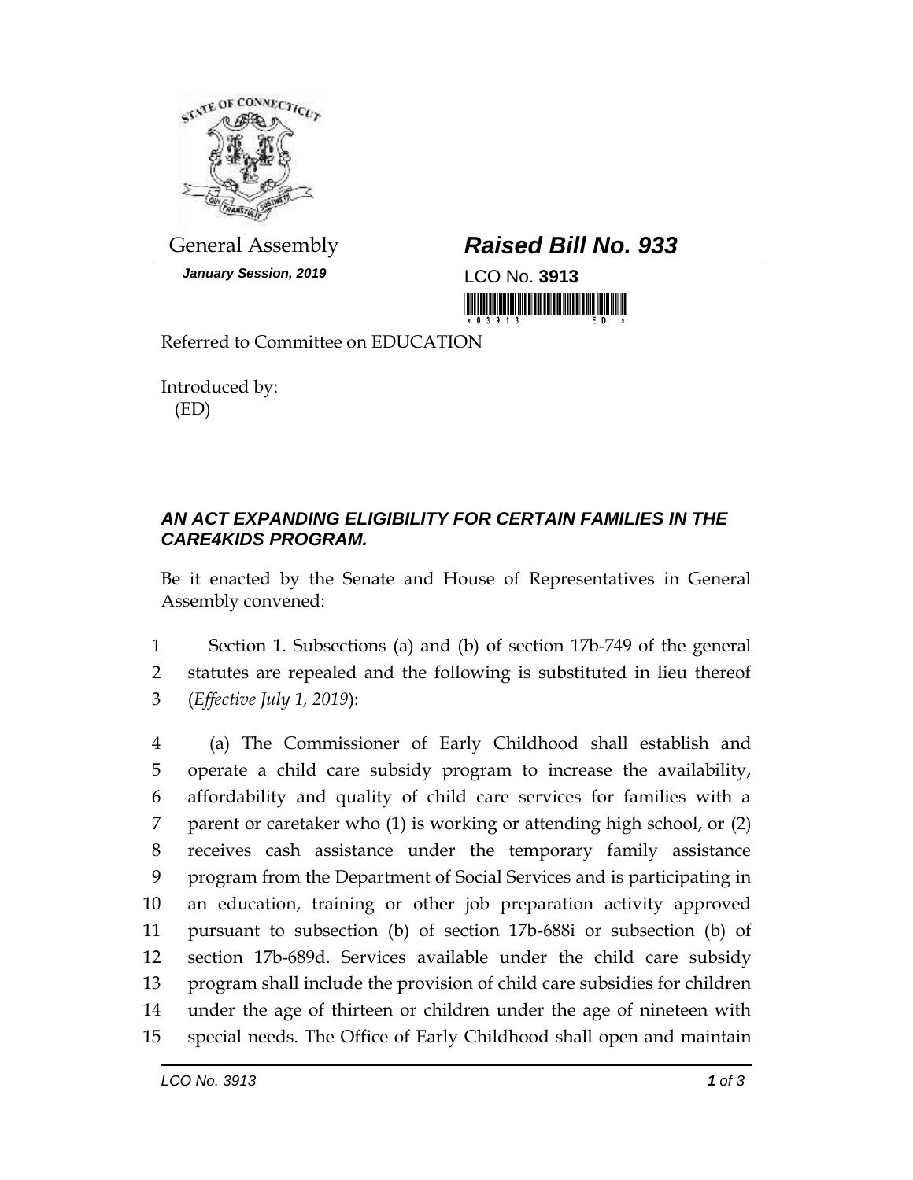General Assembly

***Raised Bill No. 933***

***January Session, 2019***

LCO No. **3913**

Referred to Committee on EDUCATION

Introduced by:
(ED)

## *AN ACT EXPANDING ELIGIBILITY FOR CERTAIN FAMILIES IN THE CARE4KIDS PROGRAM.*

Be it enacted by the Senate and House of Representatives in General Assembly convened:

1 Section 1. Subsections (a) and (b) of section 17b-749 of the general
2 statutes are repealed and the following is substituted in lieu thereof
3 (*Effective July 1, 2019*):

4 (a) The Commissioner of Early Childhood shall establish and
5 operate a child care subsidy program to increase the availability,
6 affordability and quality of child care services for families with a
7 parent or caretaker who (1) is working or attending high school, or (2)
8 receives cash assistance under the temporary family assistance
9 program from the Department of Social Services and is participating in
10 an education, training or other job preparation activity approved
11 pursuant to subsection (b) of section 17b-688i or subsection (b) of
12 section 17b-689d. Services available under the child care subsidy
13 program shall include the provision of child care subsidies for children
14 under the age of thirteen or children under the age of nineteen with
15 special needs. The Office of Early Childhood shall open and maintain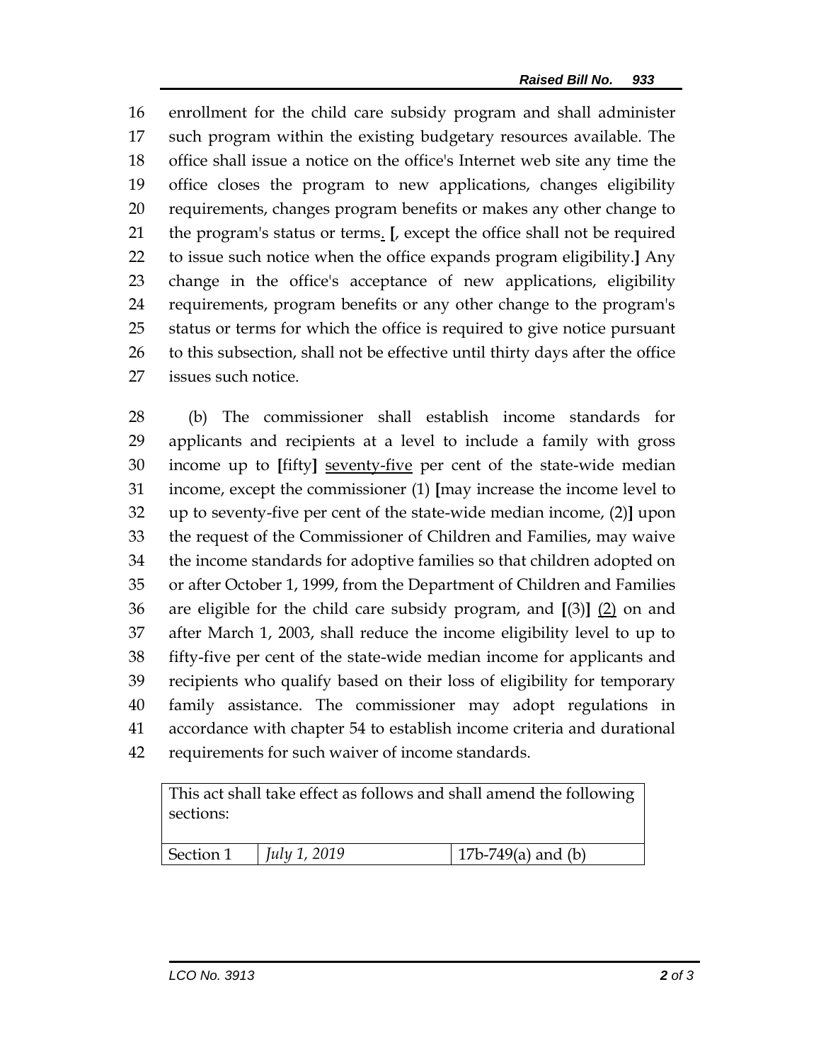enrollment for the child care subsidy program and shall administer such program within the existing budgetary resources available. The office shall issue a notice on the office's Internet web site any time the office closes the program to new applications, changes eligibility requirements, changes program benefits or makes any other change to the program's status or terms. [, except the office shall not be required to issue such notice when the office expands program eligibility.] Any change in the office's acceptance of new applications, eligibility requirements, program benefits or any other change to the program's status or terms for which the office is required to give notice pursuant to this subsection, shall not be effective until thirty days after the office issues such notice.

(b) The commissioner shall establish income standards for applicants and recipients at a level to include a family with gross income up to [fifty] seventy-five per cent of the state-wide median income, except the commissioner (1) [may increase the income level to up to seventy-five per cent of the state-wide median income, (2)] upon the request of the Commissioner of Children and Families, may waive the income standards for adoptive families so that children adopted on or after October 1, 1999, from the Department of Children and Families are eligible for the child care subsidy program, and [(3)] (2) on and after March 1, 2003, shall reduce the income eligibility level to up to fifty-five per cent of the state-wide median income for applicants and recipients who qualify based on their loss of eligibility for temporary family assistance. The commissioner may adopt regulations in accordance with chapter 54 to establish income criteria and durational requirements for such waiver of income standards.

| This act shall take effect as follows and shall amend the following sections: | | |
|---|---|---|
| Section 1 | *July 1, 2019* | 17b-749(a) and (b) |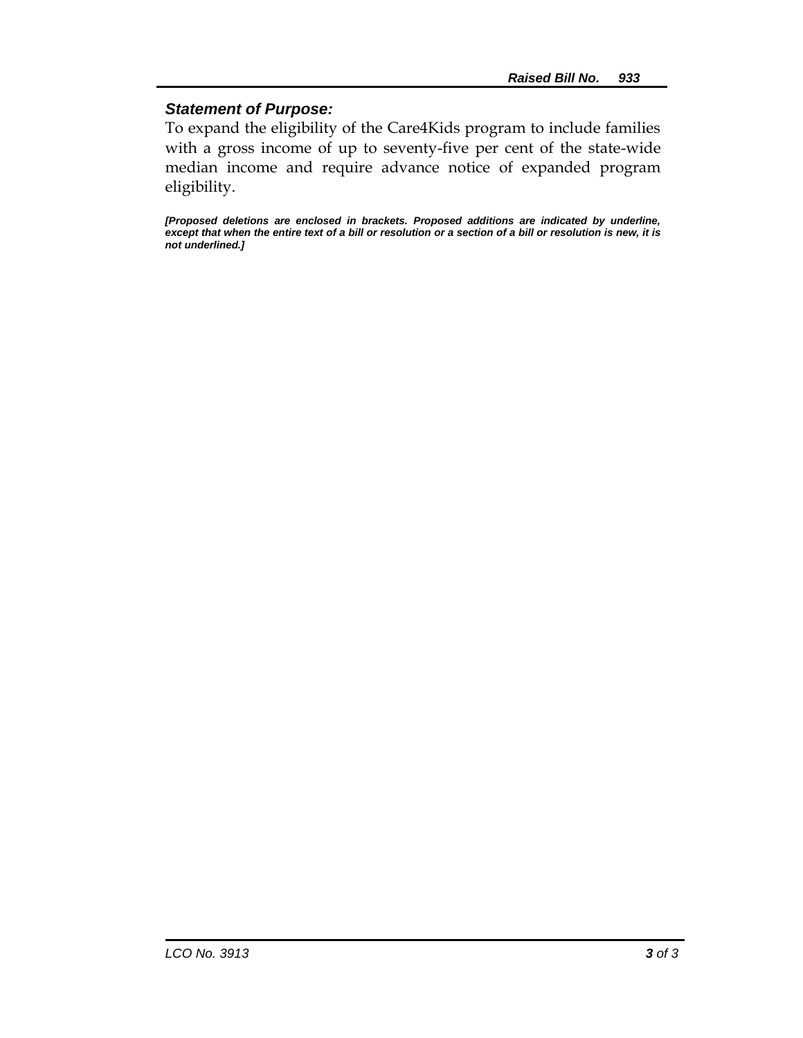### *Statement of Purpose:*

To expand the eligibility of the Care4Kids program to include families with a gross income of up to seventy-five per cent of the state-wide median income and require advance notice of expanded program eligibility.

***[Proposed deletions are enclosed in brackets. Proposed additions are indicated by underline, except that when the entire text of a bill or resolution or a section of a bill or resolution is new, it is not underlined.]***